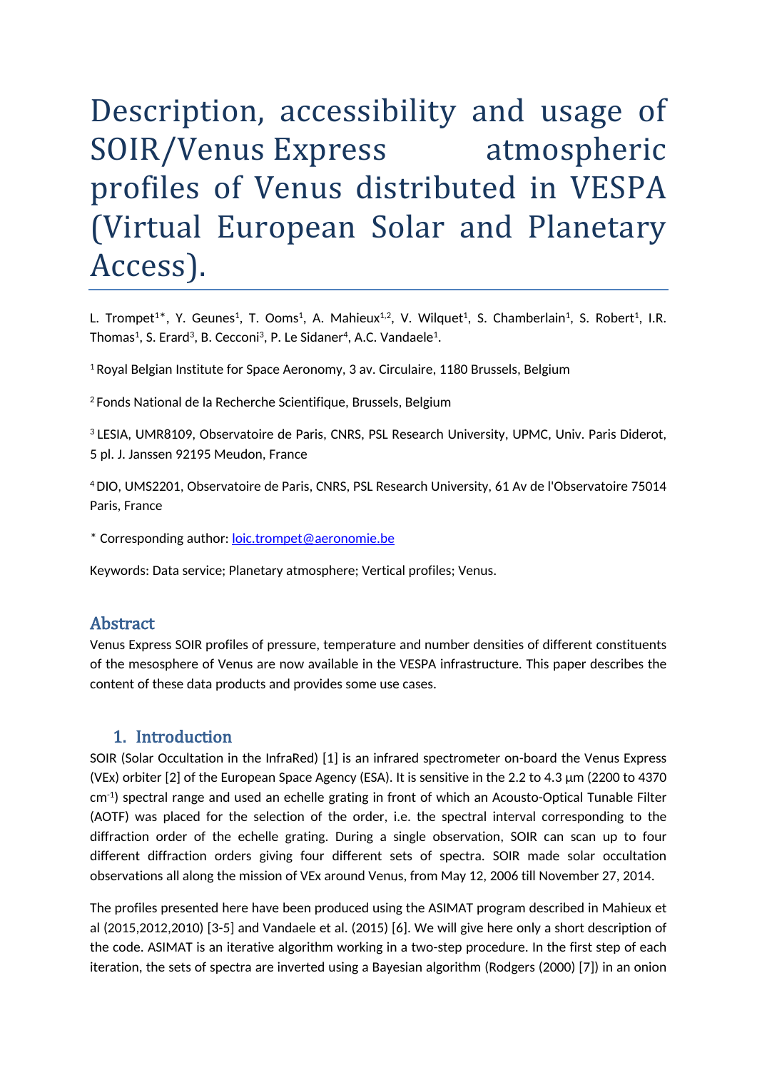# Description, accessibility and usage of SOIR/Venus Express atmospheric profiles of Venus distributed in VESPA (Virtual European Solar and Planetary Access).

L. Trompet[1*], Y. Geunes[1], T. Ooms[1], A. Mahieux[1,2], V. Wilquet[1], S. Chamberlain[1], S. Robert[1], I.R. Thomas[1], S. Erard[3], B. Cecconi[3], P. Le Sidaner[4], A.C. Vandaele[1].

[1] Royal Belgian Institute for Space Aeronomy, 3 av. Circulaire, 1180 Brussels, Belgium

[2] Fonds National de la Recherche Scientifique, Brussels, Belgium

[3] LESIA, UMR8109, Observatoire de Paris, CNRS, PSL Research University, UPMC, Univ. Paris Diderot, 5 pl. J. Janssen 92195 Meudon, France

[4] DIO, UMS2201, Observatoire de Paris, CNRS, PSL Research University, 61 Av de l'Observatoire 75014 Paris, France

* Corresponding author: loic.trompet@aeronomie.be

Keywords: Data service; Planetary atmosphere; Vertical profiles; Venus.

## Abstract

Venus Express SOIR profiles of pressure, temperature and number densities of different constituents of the mesosphere of Venus are now available in the VESPA infrastructure. This paper describes the content of these data products and provides some use cases.

## 1. Introduction

SOIR (Solar Occultation in the InfraRed) [1] is an infrared spectrometer on-board the Venus Express (VEx) orbiter [2] of the European Space Agency (ESA). It is sensitive in the 2.2 to 4.3 µm (2200 to 4370 cm$^{-1}$) spectral range and used an echelle grating in front of which an Acousto-Optical Tunable Filter (AOTF) was placed for the selection of the order, i.e. the spectral interval corresponding to the diffraction order of the echelle grating. During a single observation, SOIR can scan up to four different diffraction orders giving four different sets of spectra. SOIR made solar occultation observations all along the mission of VEx around Venus, from May 12, 2006 till November 27, 2014.

The profiles presented here have been produced using the ASIMAT program described in Mahieux et al (2015,2012,2010) [3-5] and Vandaele et al. (2015) [6]. We will give here only a short description of the code. ASIMAT is an iterative algorithm working in a two-step procedure. In the first step of each iteration, the sets of spectra are inverted using a Bayesian algorithm (Rodgers (2000) [7]) in an onion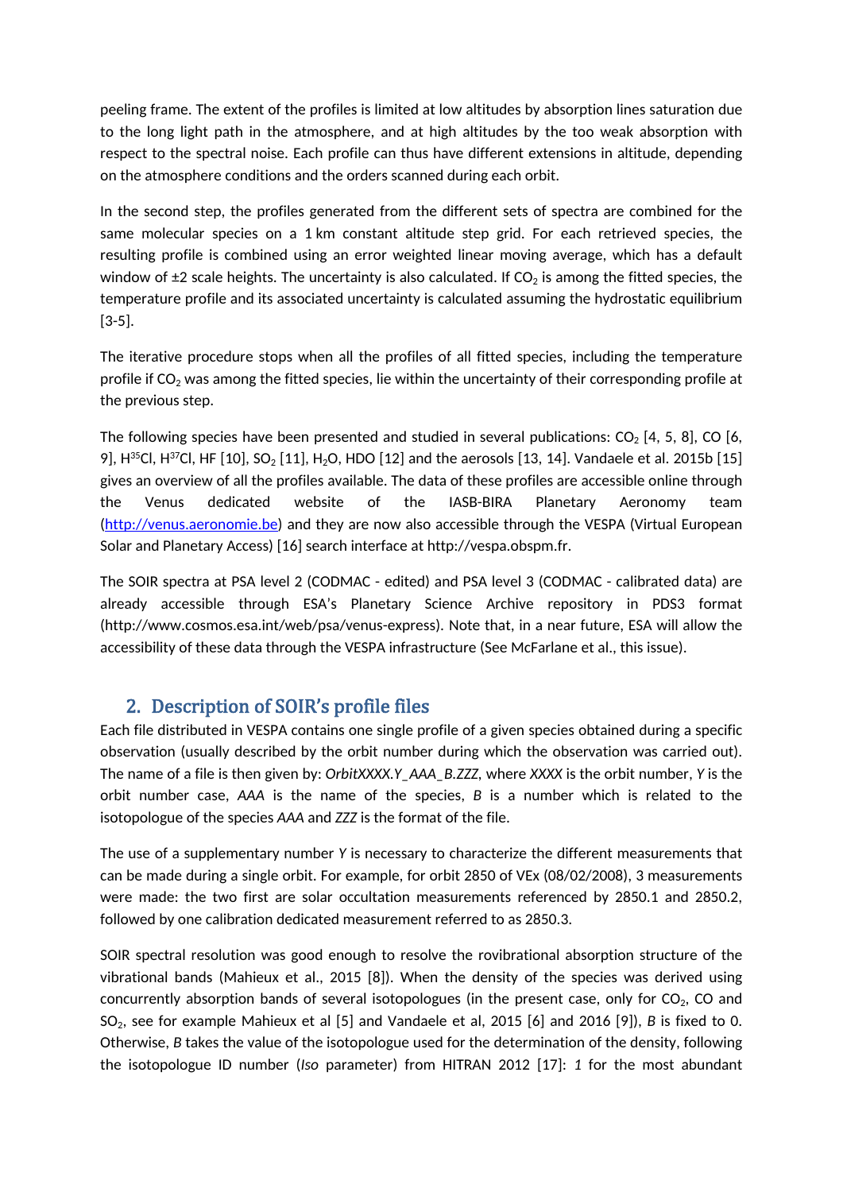peeling frame. The extent of the profiles is limited at low altitudes by absorption lines saturation due to the long light path in the atmosphere, and at high altitudes by the too weak absorption with respect to the spectral noise. Each profile can thus have different extensions in altitude, depending on the atmosphere conditions and the orders scanned during each orbit.

In the second step, the profiles generated from the different sets of spectra are combined for the same molecular species on a 1 km constant altitude step grid. For each retrieved species, the resulting profile is combined using an error weighted linear moving average, which has a default window of ±2 scale heights. The uncertainty is also calculated. If $CO_2$ is among the fitted species, the temperature profile and its associated uncertainty is calculated assuming the hydrostatic equilibrium [3-5].

The iterative procedure stops when all the profiles of all fitted species, including the temperature profile if $CO_2$ was among the fitted species, lie within the uncertainty of their corresponding profile at the previous step.

The following species have been presented and studied in several publications: $CO_2$ [4, 5, 8], CO [6, 9], $H^{35}Cl$, $H^{37}Cl$, HF [10], $SO_2$ [11], $H_2O$, HDO [12] and the aerosols [13, 14]. Vandaele et al. 2015b [15] gives an overview of all the profiles available. The data of these profiles are accessible online through the Venus dedicated website of the IASB-BIRA Planetary Aeronomy team (http://venus.aeronomie.be) and they are now also accessible through the VESPA (Virtual European Solar and Planetary Access) [16] search interface at http://vespa.obspm.fr.

The SOIR spectra at PSA level 2 (CODMAC - edited) and PSA level 3 (CODMAC - calibrated data) are already accessible through ESA's Planetary Science Archive repository in PDS3 format (http://www.cosmos.esa.int/web/psa/venus-express). Note that, in a near future, ESA will allow the accessibility of these data through the VESPA infrastructure (See McFarlane et al., this issue).

## 2. Description of SOIR's profile files

Each file distributed in VESPA contains one single profile of a given species obtained during a specific observation (usually described by the orbit number during which the observation was carried out). The name of a file is then given by: *OrbitXXXX.Y_AAA_B.ZZZ*, where *XXXX* is the orbit number, *Y* is the orbit number case, *AAA* is the name of the species, *B* is a number which is related to the isotopologue of the species *AAA* and *ZZZ* is the format of the file.

The use of a supplementary number *Y* is necessary to characterize the different measurements that can be made during a single orbit. For example, for orbit 2850 of VEx (08/02/2008), 3 measurements were made: the two first are solar occultation measurements referenced by 2850.1 and 2850.2, followed by one calibration dedicated measurement referred to as 2850.3.

SOIR spectral resolution was good enough to resolve the rovibrational absorption structure of the vibrational bands (Mahieux et al., 2015 [8]). When the density of the species was derived using concurrently absorption bands of several isotopologues (in the present case, only for $CO_2$, CO and $SO_2$, see for example Mahieux et al [5] and Vandaele et al, 2015 [6] and 2016 [9]), *B* is fixed to 0. Otherwise, *B* takes the value of the isotopologue used for the determination of the density, following the isotopologue ID number (*Iso* parameter) from HITRAN 2012 [17]: *1* for the most abundant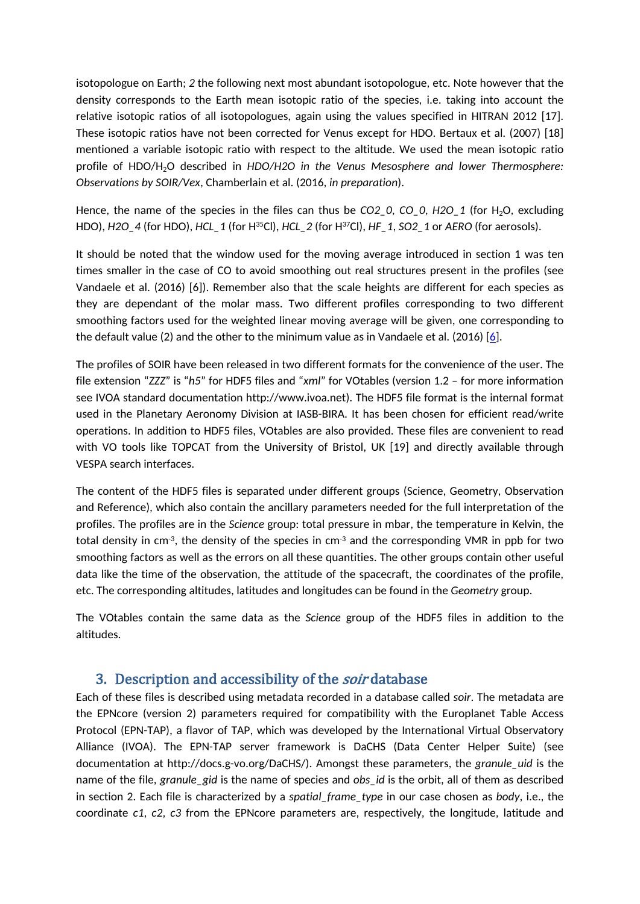isotopologue on Earth; *2* the following next most abundant isotopologue, etc. Note however that the density corresponds to the Earth mean isotopic ratio of the species, i.e. taking into account the relative isotopic ratios of all isotopologues, again using the values specified in HITRAN 2012 [17]. These isotopic ratios have not been corrected for Venus except for HDO. Bertaux et al. (2007) [18] mentioned a variable isotopic ratio with respect to the altitude. We used the mean isotopic ratio profile of HDO/$H_2O$ described in *HDO/H2O in the Venus Mesosphere and lower Thermosphere: Observations by SOIR/Vex*, Chamberlain et al. (2016, *in preparation*).

Hence, the name of the species in the files can thus be *CO2_0*, *CO_0*, *H2O_1* (for $H_2O$, excluding HDO), *H2O_4* (for HDO), *HCL_1* (for $H^{35}Cl$), *HCL_2* (for $H^{37}Cl$), *HF_1*, *SO2_1* or *AERO* (for aerosols).

It should be noted that the window used for the moving average introduced in section 1 was ten times smaller in the case of CO to avoid smoothing out real structures present in the profiles (see Vandaele et al. (2016) [6]). Remember also that the scale heights are different for each species as they are dependant of the molar mass. Two different profiles corresponding to two different smoothing factors used for the weighted linear moving average will be given, one corresponding to the default value (2) and the other to the minimum value as in Vandaele et al. (2016) [6].

The profiles of SOIR have been released in two different formats for the convenience of the user. The file extension "*ZZZ*" is "*h5*" for HDF5 files and "*xml*" for VOtables (version 1.2 – for more information see IVOA standard documentation http://www.ivoa.net). The HDF5 file format is the internal format used in the Planetary Aeronomy Division at IASB-BIRA. It has been chosen for efficient read/write operations. In addition to HDF5 files, VOtables are also provided. These files are convenient to read with VO tools like TOPCAT from the University of Bristol, UK [19] and directly available through VESPA search interfaces.

The content of the HDF5 files is separated under different groups (Science, Geometry, Observation and Reference), which also contain the ancillary parameters needed for the full interpretation of the profiles. The profiles are in the *Science* group: total pressure in mbar, the temperature in Kelvin, the total density in $cm^{-3}$, the density of the species in $cm^{-3}$ and the corresponding VMR in ppb for two smoothing factors as well as the errors on all these quantities. The other groups contain other useful data like the time of the observation, the attitude of the spacecraft, the coordinates of the profile, etc. The corresponding altitudes, latitudes and longitudes can be found in the *Geometry* group.

The VOtables contain the same data as the *Science* group of the HDF5 files in addition to the altitudes.

## 3. Description and accessibility of the *soir* database

Each of these files is described using metadata recorded in a database called *soir*. The metadata are the EPNcore (version 2) parameters required for compatibility with the Europlanet Table Access Protocol (EPN-TAP), a flavor of TAP, which was developed by the International Virtual Observatory Alliance (IVOA). The EPN-TAP server framework is DaCHS (Data Center Helper Suite) (see documentation at http://docs.g-vo.org/DaCHS/). Amongst these parameters, the *granule_uid* is the name of the file, *granule_gid* is the name of species and *obs_id* is the orbit, all of them as described in section 2. Each file is characterized by a *spatial_frame_type* in our case chosen as *body*, i.e., the coordinate *c1*, *c2*, *c3* from the EPNcore parameters are, respectively, the longitude, latitude and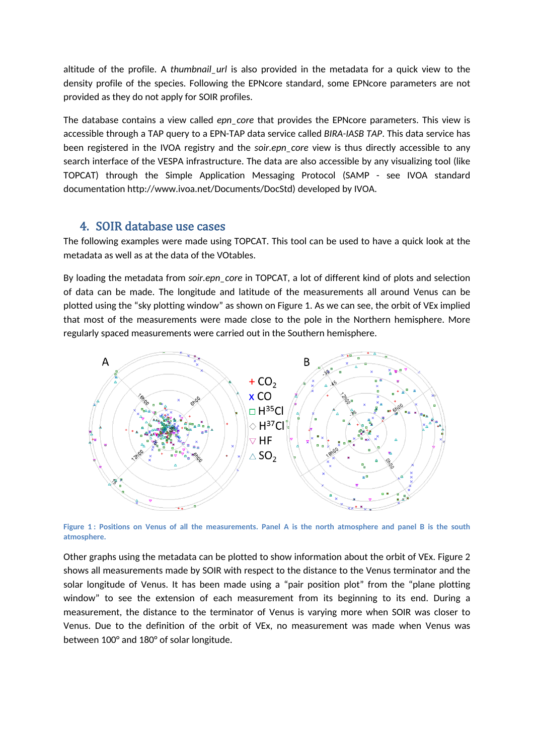altitude of the profile. A *thumbnail_url* is also provided in the metadata for a quick view to the density profile of the species. Following the EPNcore standard, some EPNcore parameters are not provided as they do not apply for SOIR profiles.

The database contains a view called *epn_core* that provides the EPNcore parameters. This view is accessible through a TAP query to a EPN-TAP data service called *BIRA-IASB TAP*. This data service has been registered in the IVOA registry and the *soir.epn_core* view is thus directly accessible to any search interface of the VESPA infrastructure. The data are also accessible by any visualizing tool (like TOPCAT) through the Simple Application Messaging Protocol (SAMP - see IVOA standard documentation http://www.ivoa.net/Documents/DocStd) developed by IVOA.

## 4. SOIR database use cases

The following examples were made using TOPCAT. This tool can be used to have a quick look at the metadata as well as at the data of the VOtables.

By loading the metadata from *soir.epn_core* in TOPCAT, a lot of different kind of plots and selection of data can be made. The longitude and latitude of the measurements all around Venus can be plotted using the “sky plotting window” as shown on Figure 1. As we can see, the orbit of VEx implied that most of the measurements were made close to the pole in the Northern hemisphere. More regularly spaced measurements were carried out in the Southern hemisphere.

**Figure 1 : Positions on Venus of all the measurements. Panel A is the north atmosphere and panel B is the south atmosphere.**

Other graphs using the metadata can be plotted to show information about the orbit of VEx. Figure 2 shows all measurements made by SOIR with respect to the distance to the Venus terminator and the solar longitude of Venus. It has been made using a “pair position plot” from the “plane plotting window” to see the extension of each measurement from its beginning to its end. During a measurement, the distance to the terminator of Venus is varying more when SOIR was closer to Venus. Due to the definition of the orbit of VEx, no measurement was made when Venus was between 100° and 180° of solar longitude.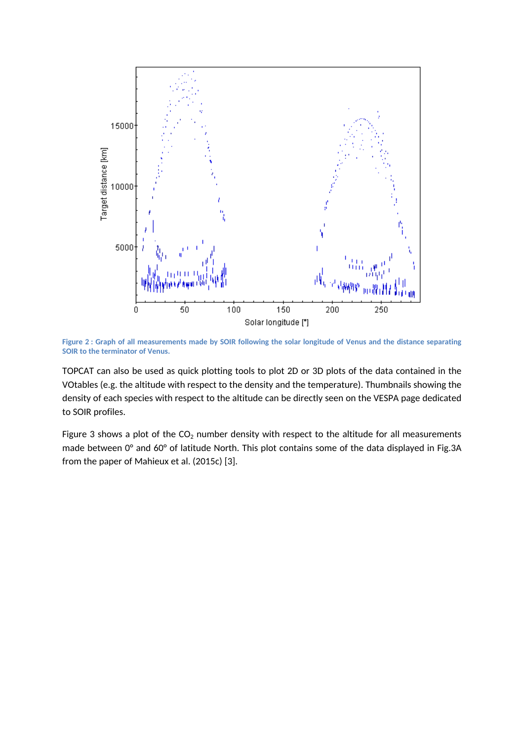Figure 2 : Graph of all measurements made by SOIR following the solar longitude of Venus and the distance separating SOIR to the terminator of Venus.

TOPCAT can also be used as quick plotting tools to plot 2D or 3D plots of the data contained in the VOtables (e.g. the altitude with respect to the density and the temperature). Thumbnails showing the density of each species with respect to the altitude can be directly seen on the VESPA page dedicated to SOIR profiles.

Figure 3 shows a plot of the $CO_2$ number density with respect to the altitude for all measurements made between 0° and 60° of latitude North. This plot contains some of the data displayed in Fig.3A from the paper of Mahieux et al. (2015c) [3].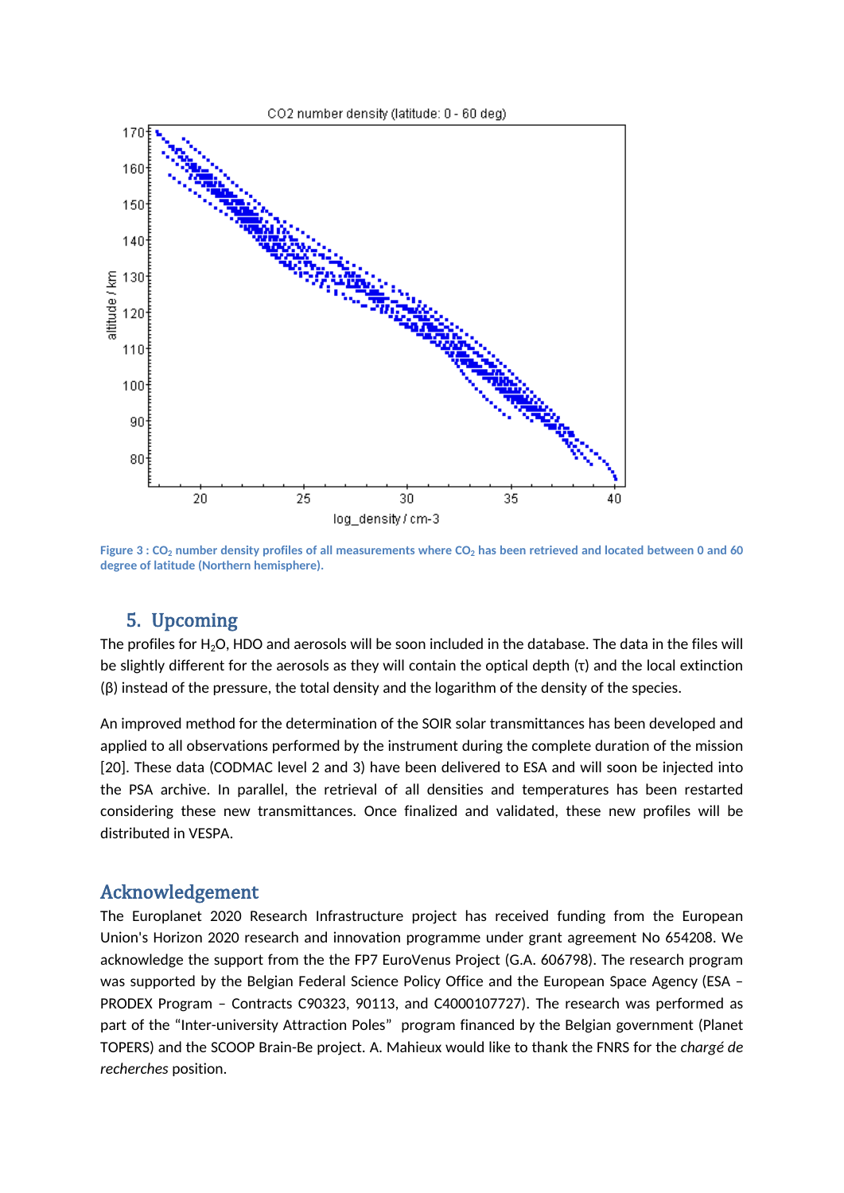Figure 3 : $CO_2$ number density profiles of all measurements where $CO_2$ has been retrieved and located between 0 and 60 degree of latitude (Northern hemisphere).

## 5. Upcoming

The profiles for $H_2O$, HDO and aerosols will be soon included in the database. The data in the files will be slightly different for the aerosols as they will contain the optical depth ($\tau$) and the local extinction ($\beta$) instead of the pressure, the total density and the logarithm of the density of the species.

An improved method for the determination of the SOIR solar transmittances has been developed and applied to all observations performed by the instrument during the complete duration of the mission [20]. These data (CODMAC level 2 and 3) have been delivered to ESA and will soon be injected into the PSA archive. In parallel, the retrieval of all densities and temperatures has been restarted considering these new transmittances. Once finalized and validated, these new profiles will be distributed in VESPA.

## Acknowledgement

The Europlanet 2020 Research Infrastructure project has received funding from the European Union's Horizon 2020 research and innovation programme under grant agreement No 654208. We acknowledge the support from the the FP7 EuroVenus Project (G.A. 606798). The research program was supported by the Belgian Federal Science Policy Office and the European Space Agency (ESA – PRODEX Program – Contracts C90323, 90113, and C4000107727). The research was performed as part of the "Inter-university Attraction Poles" program financed by the Belgian government (Planet TOPERS) and the SCOOP Brain-Be project. A. Mahieux would like to thank the FNRS for the *chargé de recherches* position.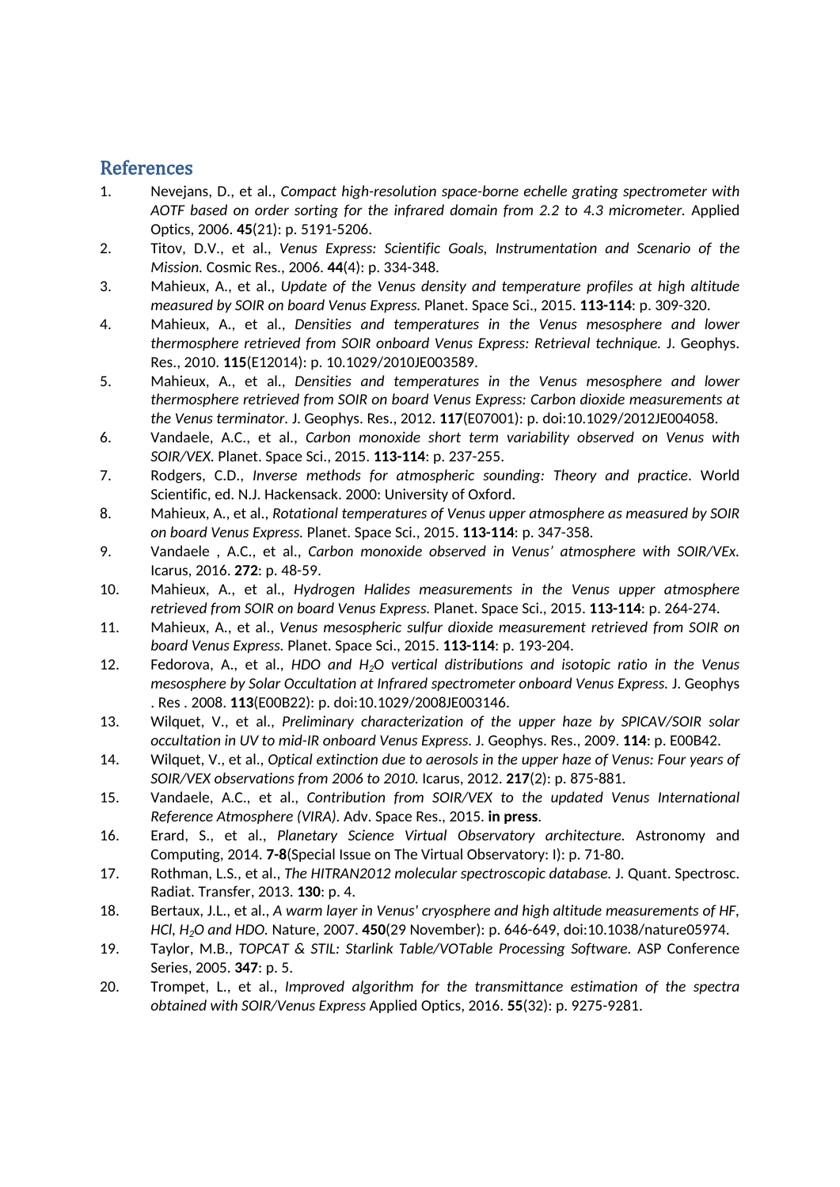## References

1. Nevejans, D., et al., *Compact high-resolution space-borne echelle grating spectrometer with AOTF based on order sorting for the infrared domain from 2.2 to 4.3 micrometer.* Applied Optics, 2006. **45**(21): p. 5191-5206.
2. Titov, D.V., et al., *Venus Express: Scientific Goals, Instrumentation and Scenario of the Mission.* Cosmic Res., 2006. **44**(4): p. 334-348.
3. Mahieux, A., et al., *Update of the Venus density and temperature profiles at high altitude measured by SOIR on board Venus Express.* Planet. Space Sci., 2015. **113-114**: p. 309-320.
4. Mahieux, A., et al., *Densities and temperatures in the Venus mesosphere and lower thermosphere retrieved from SOIR onboard Venus Express: Retrieval technique.* J. Geophys. Res., 2010. **115**(E12014): p. 10.1029/2010JE003589.
5. Mahieux, A., et al., *Densities and temperatures in the Venus mesosphere and lower thermosphere retrieved from SOIR on board Venus Express: Carbon dioxide measurements at the Venus terminator.* J. Geophys. Res., 2012. **117**(E07001): p. doi:10.1029/2012JE004058.
6. Vandaele, A.C., et al., *Carbon monoxide short term variability observed on Venus with SOIR/VEX.* Planet. Space Sci., 2015. **113-114**: p. 237-255.
7. Rodgers, C.D., *Inverse methods for atmospheric sounding: Theory and practice*. World Scientific, ed. N.J. Hackensack. 2000: University of Oxford.
8. Mahieux, A., et al., *Rotational temperatures of Venus upper atmosphere as measured by SOIR on board Venus Express.* Planet. Space Sci., 2015. **113-114**: p. 347-358.
9. Vandaele , A.C., et al., *Carbon monoxide observed in Venus' atmosphere with SOIR/VEx.* Icarus, 2016. **272**: p. 48-59.
10. Mahieux, A., et al., *Hydrogen Halides measurements in the Venus upper atmosphere retrieved from SOIR on board Venus Express.* Planet. Space Sci., 2015. **113-114**: p. 264-274.
11. Mahieux, A., et al., *Venus mesospheric sulfur dioxide measurement retrieved from SOIR on board Venus Express.* Planet. Space Sci., 2015. **113-114**: p. 193-204.
12. Fedorova, A., et al., *HDO and $H_2O$ vertical distributions and isotopic ratio in the Venus mesosphere by Solar Occultation at Infrared spectrometer onboard Venus Express.* J. Geophys . Res . 2008. **113**(E00B22): p. doi:10.1029/2008JE003146.
13. Wilquet, V., et al., *Preliminary characterization of the upper haze by SPICAV/SOIR solar occultation in UV to mid-IR onboard Venus Express.* J. Geophys. Res., 2009. **114**: p. E00B42.
14. Wilquet, V., et al., *Optical extinction due to aerosols in the upper haze of Venus: Four years of SOIR/VEX observations from 2006 to 2010.* Icarus, 2012. **217**(2): p. 875-881.
15. Vandaele, A.C., et al., *Contribution from SOIR/VEX to the updated Venus International Reference Atmosphere (VIRA)*. Adv. Space Res., 2015. **in press**.
16. Erard, S., et al., *Planetary Science Virtual Observatory architecture.* Astronomy and Computing, 2014. **7-8**(Special Issue on The Virtual Observatory: I): p. 71-80.
17. Rothman, L.S., et al., *The HITRAN2012 molecular spectroscopic database.* J. Quant. Spectrosc. Radiat. Transfer, 2013. **130**: p. 4.
18. Bertaux, J.L., et al., *A warm layer in Venus' cryosphere and high altitude measurements of HF, HCl, $H_2O$ and HDO.* Nature, 2007. **450**(29 November): p. 646-649, doi:10.1038/nature05974.
19. Taylor, M.B., *TOPCAT & STIL: Starlink Table/VOTable Processing Software.* ASP Conference Series, 2005. **347**: p. 5.
20. Trompet, L., et al., *Improved algorithm for the transmittance estimation of the spectra obtained with SOIR/Venus Express* Applied Optics, 2016. **55**(32): p. 9275-9281.